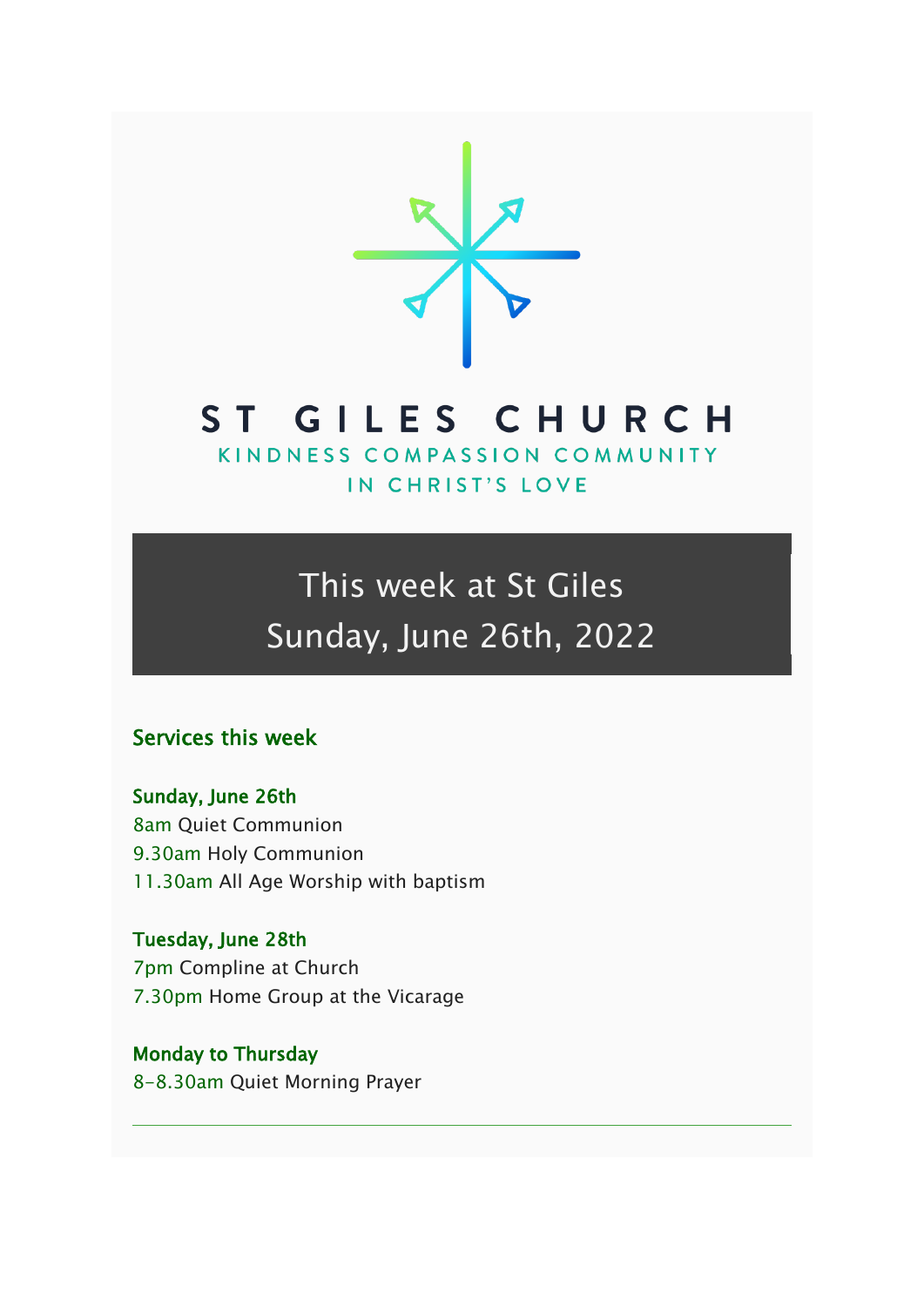# ST GILES CHURCH

KINDNESS COMPASSION COMMUNITY
IN CHRIST'S LOVE

## This week at St Giles
## Sunday, June 26th, 2022

### Services this week

**Sunday, June 26th**
8am Quiet Communion
9.30am Holy Communion
11.30am All Age Worship with baptism

**Tuesday, June 28th**
7pm Compline at Church
7.30pm Home Group at the Vicarage

**Monday to Thursday**
8-8.30am Quiet Morning Prayer

---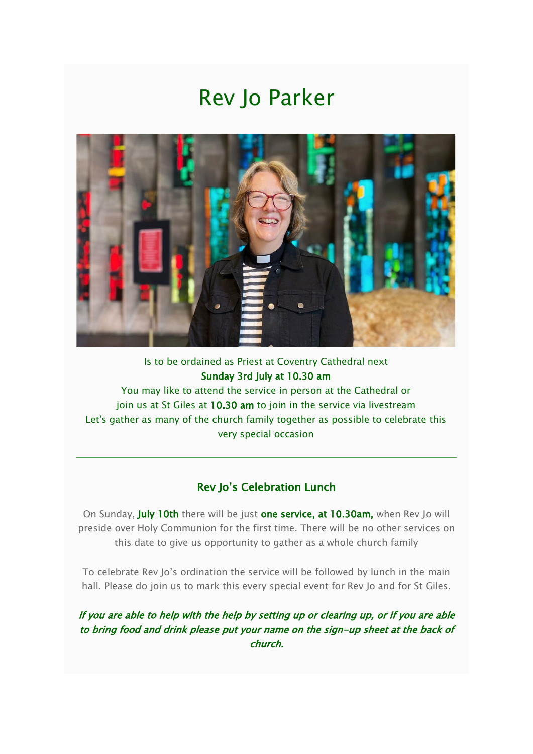# Rev Jo Parker

Is to be ordained as Priest at Coventry Cathedral next
**Sunday 3rd July at 10.30 am**
You may like to attend the service in person at the Cathedral or
join us at St Giles at **10.30 am** to join in the service via livestream
Let's gather as many of the church family together as possible to celebrate this very special occasion

---

## Rev Jo's Celebration Lunch

On Sunday, **July 10th** there will be just **one service, at 10.30am,** when Rev Jo will preside over Holy Communion for the first time. There will be no other services on this date to give us opportunity to gather as a whole church family

To celebrate Rev Jo's ordination the service will be followed by lunch in the main hall. Please do join us to mark this every special event for Rev Jo and for St Giles.

***If you are able to help with the help by setting up or clearing up, or if you are able to bring food and drink please put your name on the sign-up sheet at the back of church.***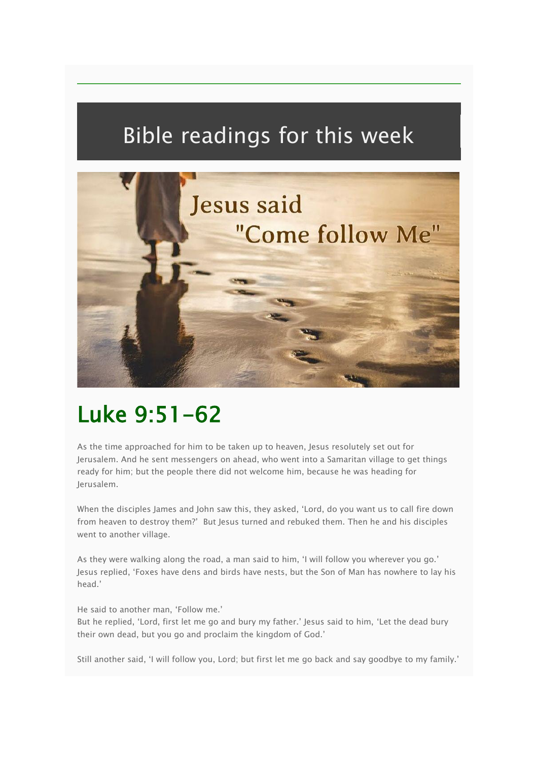# Bible readings for this week

## Luke 9:51-62

As the time approached for him to be taken up to heaven, Jesus resolutely set out for Jerusalem. And he sent messengers on ahead, who went into a Samaritan village to get things ready for him; but the people there did not welcome him, because he was heading for Jerusalem.

When the disciples James and John saw this, they asked, 'Lord, do you want us to call fire down from heaven to destroy them?' But Jesus turned and rebuked them. Then he and his disciples went to another village.

As they were walking along the road, a man said to him, 'I will follow you wherever you go.' Jesus replied, 'Foxes have dens and birds have nests, but the Son of Man has nowhere to lay his head.'

He said to another man, 'Follow me.'
But he replied, 'Lord, first let me go and bury my father.' Jesus said to him, 'Let the dead bury their own dead, but you go and proclaim the kingdom of God.'

Still another said, 'I will follow you, Lord; but first let me go back and say goodbye to my family.'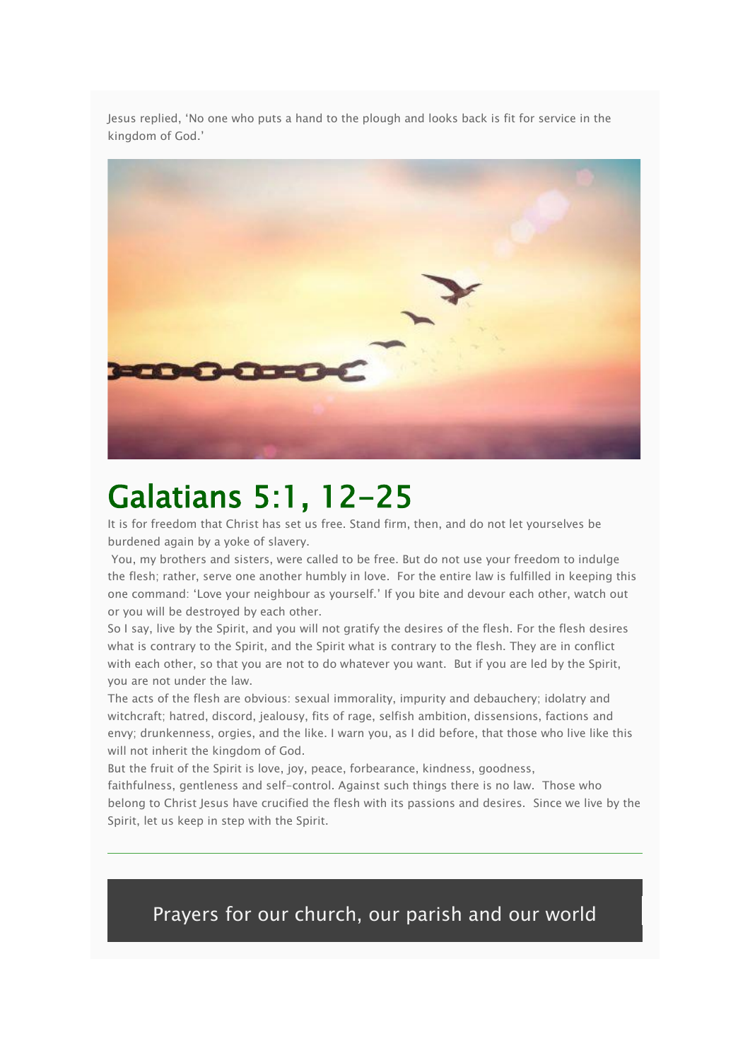Jesus replied, 'No one who puts a hand to the plough and looks back is fit for service in the kingdom of God.'

# Galatians 5:1, 12-25

It is for freedom that Christ has set us free. Stand firm, then, and do not let yourselves be burdened again by a yoke of slavery.

You, my brothers and sisters, were called to be free. But do not use your freedom to indulge the flesh; rather, serve one another humbly in love. For the entire law is fulfilled in keeping this one command: 'Love your neighbour as yourself.' If you bite and devour each other, watch out or you will be destroyed by each other.

So I say, live by the Spirit, and you will not gratify the desires of the flesh. For the flesh desires what is contrary to the Spirit, and the Spirit what is contrary to the flesh. They are in conflict with each other, so that you are not to do whatever you want. But if you are led by the Spirit, you are not under the law.

The acts of the flesh are obvious: sexual immorality, impurity and debauchery; idolatry and witchcraft; hatred, discord, jealousy, fits of rage, selfish ambition, dissensions, factions and envy; drunkenness, orgies, and the like. I warn you, as I did before, that those who live like this will not inherit the kingdom of God.

But the fruit of the Spirit is love, joy, peace, forbearance, kindness, goodness, faithfulness, gentleness and self-control. Against such things there is no law. Those who belong to Christ Jesus have crucified the flesh with its passions and desires. Since we live by the Spirit, let us keep in step with the Spirit.

---

## Prayers for our church, our parish and our world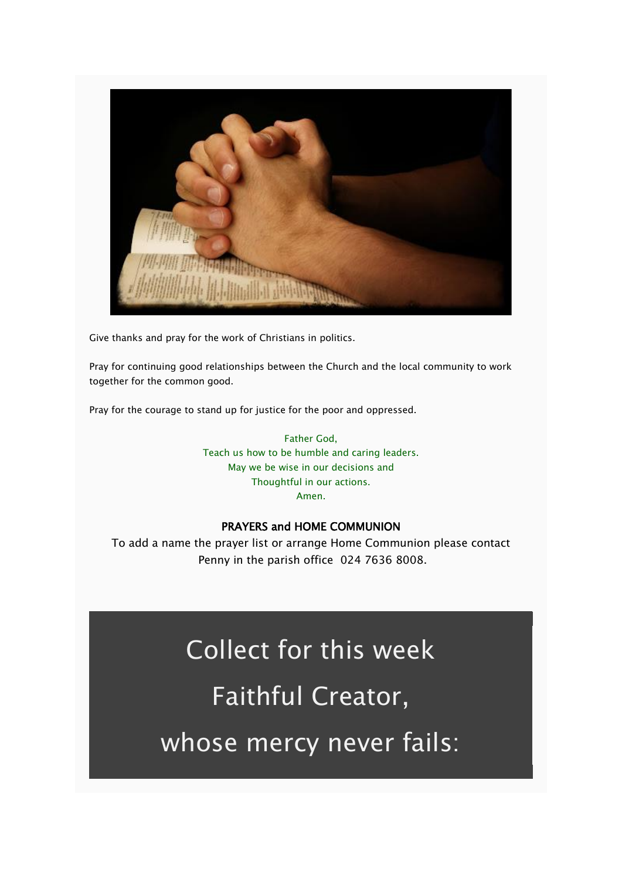Give thanks and pray for the work of Christians in politics.

Pray for continuing good relationships between the Church and the local community to work together for the common good.

Pray for the courage to stand up for justice for the poor and oppressed.

Father God,
Teach us how to be humble and caring leaders.
May we be wise in our decisions and
Thoughtful in our actions.
Amen.

**PRAYERS and HOME COMMUNION**

To add a name the prayer list or arrange Home Communion please contact Penny in the parish office 024 7636 8008.

# Collect for this week

Faithful Creator,

whose mercy never fails: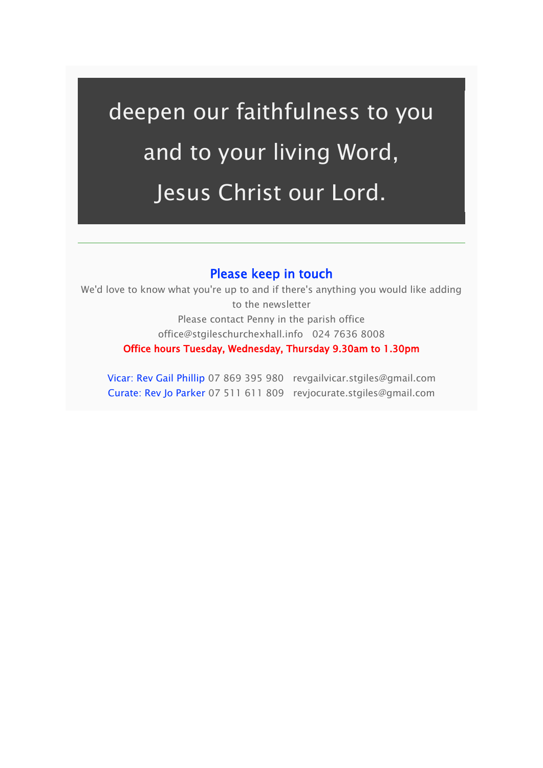deepen our faithfulness to you

and to your living Word,

Jesus Christ our Lord.

---

## Please keep in touch

We'd love to know what you're up to and if there's anything you would like adding to the newsletter

Please contact Penny in the parish office

office@stgileschurchexhall.info   024 7636 8008

**Office hours Tuesday, Wednesday, Thursday 9.30am to 1.30pm**

Vicar: Rev Gail Phillip 07 869 395 980   revgailvicar.stgiles@gmail.com

Curate: Rev Jo Parker 07 511 611 809   revjocurate.stgiles@gmail.com